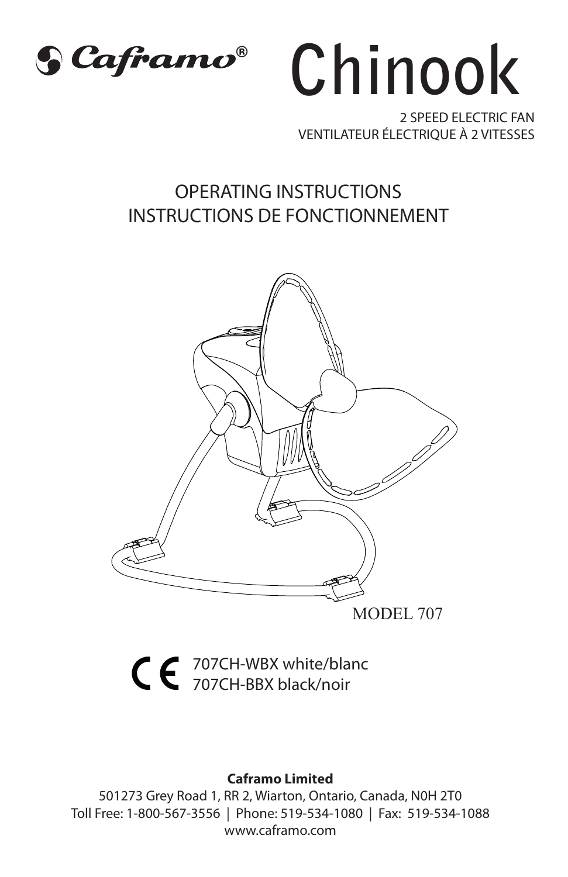Caframo®

# Chinook

2 SPEED ELECTRIC FAN
VENTILATEUR ÉLECTRIQUE À 2 VITESSES

## OPERATING INSTRUCTIONS
## INSTRUCTIONS DE FONCTIONNEMENT

MODEL 707

CE 707CH-WBX white/blanc
707CH-BBX black/noir

**Caframo Limited**
501273 Grey Road 1, RR 2, Wiarton, Ontario, Canada, N0H 2T0
Toll Free: 1-800-567-3556 | Phone: 519-534-1080 | Fax: 519-534-1088
www.caframo.com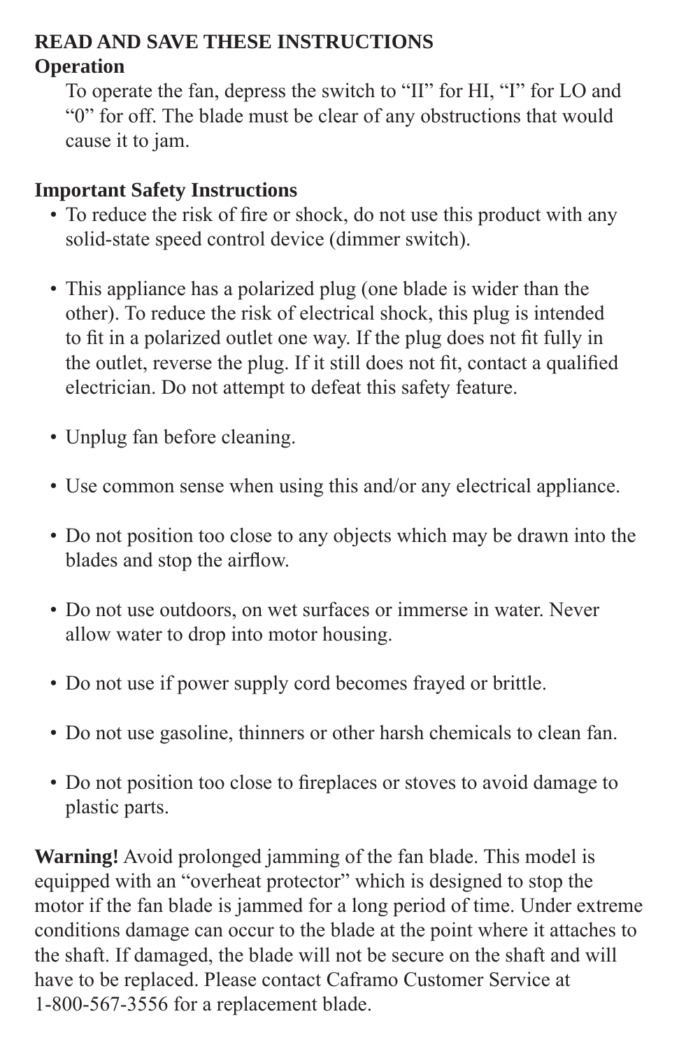**READ AND SAVE THESE INSTRUCTIONS**

**Operation**

To operate the fan, depress the switch to “II” for HI, “I” for LO and “0” for off. The blade must be clear of any obstructions that would cause it to jam.

**Important Safety Instructions**

- To reduce the risk of fire or shock, do not use this product with any solid-state speed control device (dimmer switch).
- This appliance has a polarized plug (one blade is wider than the other). To reduce the risk of electrical shock, this plug is intended to fit in a polarized outlet one way. If the plug does not fit fully in the outlet, reverse the plug. If it still does not fit, contact a qualified electrician. Do not attempt to defeat this safety feature.
- Unplug fan before cleaning.
- Use common sense when using this and/or any electrical appliance.
- Do not position too close to any objects which may be drawn into the blades and stop the airflow.
- Do not use outdoors, on wet surfaces or immerse in water. Never allow water to drop into motor housing.
- Do not use if power supply cord becomes frayed or brittle.
- Do not use gasoline, thinners or other harsh chemicals to clean fan.
- Do not position too close to fireplaces or stoves to avoid damage to plastic parts.

**Warning!** Avoid prolonged jamming of the fan blade. This model is equipped with an “overheat protector” which is designed to stop the motor if the fan blade is jammed for a long period of time. Under extreme conditions damage can occur to the blade at the point where it attaches to the shaft. If damaged, the blade will not be secure on the shaft and will have to be replaced. Please contact Caframo Customer Service at 1-800-567-3556 for a replacement blade.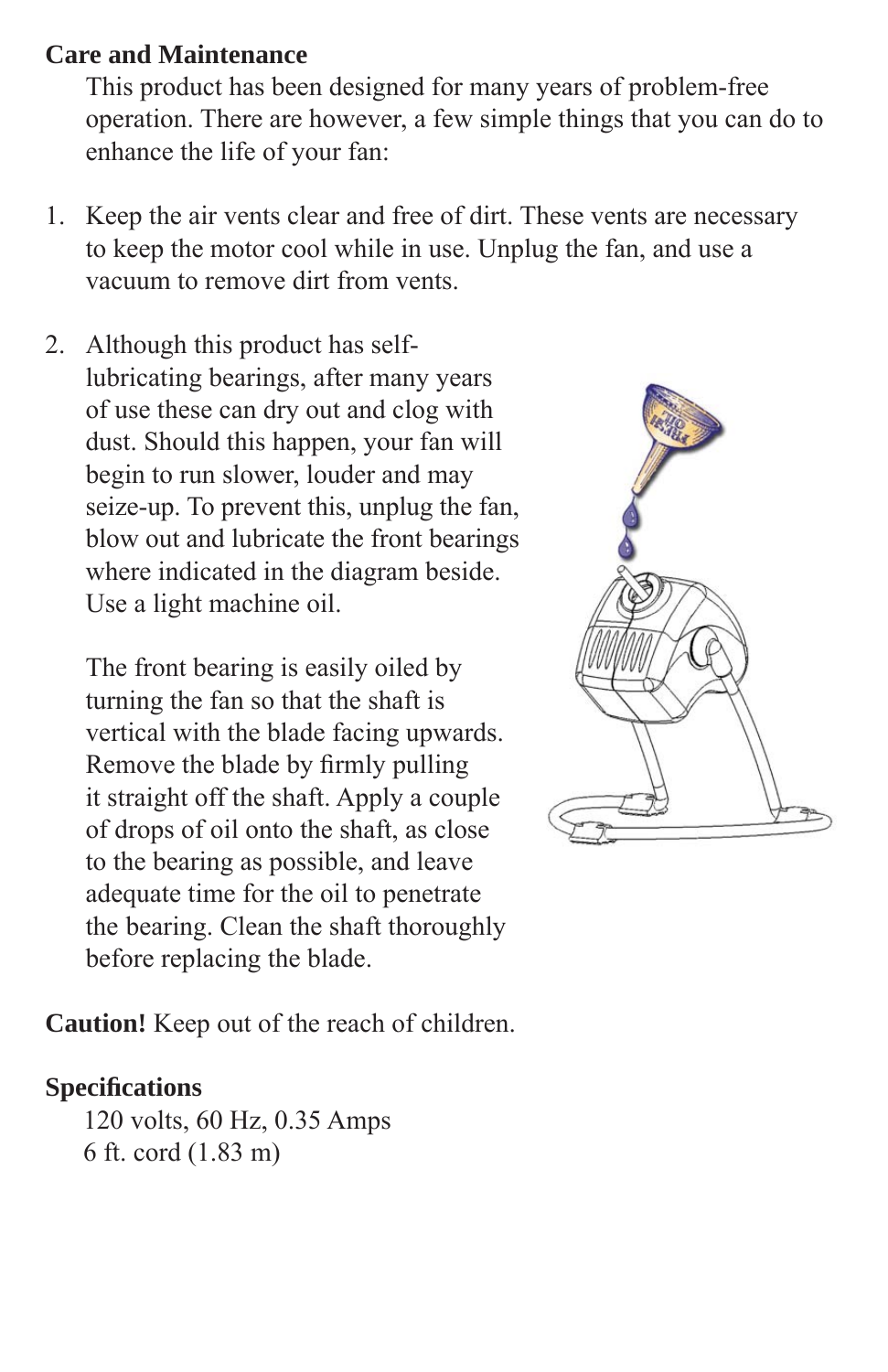**Care and Maintenance**

This product has been designed for many years of problem-free operation. There are however, a few simple things that you can do to enhance the life of your fan:

1. Keep the air vents clear and free of dirt. These vents are necessary to keep the motor cool while in use. Unplug the fan, and use a vacuum to remove dirt from vents.

2. Although this product has self-lubricating bearings, after many years of use these can dry out and clog with dust. Should this happen, your fan will begin to run slower, louder and may seize-up. To prevent this, unplug the fan, blow out and lubricate the front bearings where indicated in the diagram beside. Use a light machine oil.

   The front bearing is easily oiled by turning the fan so that the shaft is vertical with the blade facing upwards. Remove the blade by firmly pulling it straight off the shaft. Apply a couple of drops of oil onto the shaft, as close to the bearing as possible, and leave adequate time for the oil to penetrate the bearing. Clean the shaft thoroughly before replacing the blade.

**Caution!** Keep out of the reach of children.

**Specifications**

120 volts, 60 Hz, 0.35 Amps
6 ft. cord (1.83 m)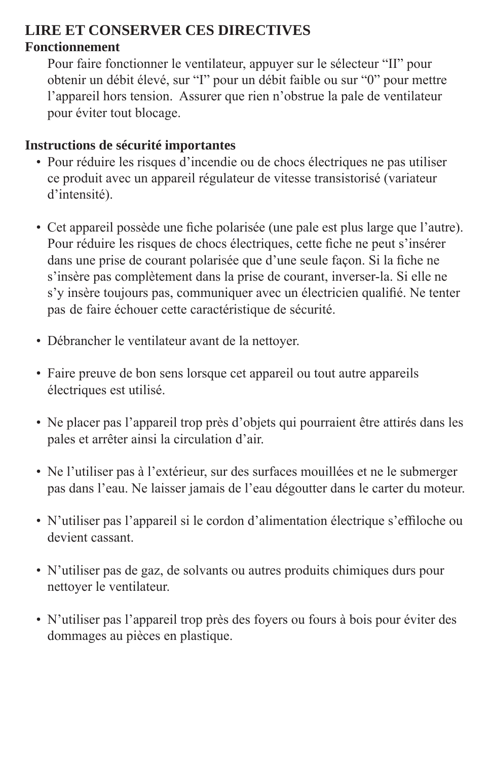## LIRE ET CONSERVER CES DIRECTIVES

### Fonctionnement

Pour faire fonctionner le ventilateur, appuyer sur le sélecteur “II” pour obtenir un débit élevé, sur “I” pour un débit faible ou sur “0” pour mettre l’appareil hors tension.  Assurer que rien n’obstrue la pale de ventilateur pour éviter tout blocage.

### Instructions de sécurité importantes

- Pour réduire les risques d’incendie ou de chocs électriques ne pas utiliser ce produit avec un appareil régulateur de vitesse transistorisé (variateur d’intensité).

- Cet appareil possède une fiche polarisée (une pale est plus large que l’autre). Pour réduire les risques de chocs électriques, cette fiche ne peut s’insérer dans une prise de courant polarisée que d’une seule façon. Si la fiche ne s’insère pas complètement dans la prise de courant, inverser-la. Si elle ne s’y insère toujours pas, communiquer avec un électricien qualifié. Ne tenter pas de faire échouer cette caractéristique de sécurité.

- Débrancher le ventilateur avant de la nettoyer.

- Faire preuve de bon sens lorsque cet appareil ou tout autre appareils électriques est utilisé.

- Ne placer pas l’appareil trop près d’objets qui pourraient être attirés dans les pales et arrêter ainsi la circulation d’air.

- Ne l’utiliser pas à l’extérieur, sur des surfaces mouillées et ne le submerger pas dans l’eau. Ne laisser jamais de l’eau dégoutter dans le carter du moteur.

- N’utiliser pas l’appareil si le cordon d’alimentation électrique s’effiloche ou devient cassant.

- N’utiliser pas de gaz, de solvants ou autres produits chimiques durs pour nettoyer le ventilateur.

- N’utiliser pas l’appareil trop près des foyers ou fours à bois pour éviter des dommages au pièces en plastique.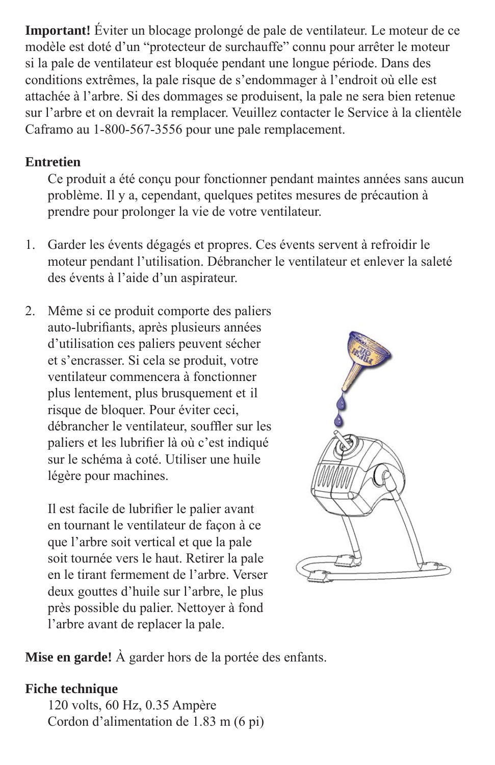**Important!** Éviter un blocage prolongé de pale de ventilateur. Le moteur de ce modèle est doté d'un “protecteur de surchauffe” connu pour arrêter le moteur si la pale de ventilateur est bloquée pendant une longue période. Dans des conditions extrêmes, la pale risque de s'endommager à l'endroit où elle est attachée à l'arbre. Si des dommages se produisent, la pale ne sera bien retenue sur l'arbre et on devrait la remplacer. Veuillez contacter le Service à la clientèle Caframo au 1-800-567-3556 pour une pale remplacement.

**Entretien**

Ce produit a été conçu pour fonctionner pendant maintes années sans aucun problème. Il y a, cependant, quelques petites mesures de précaution à prendre pour prolonger la vie de votre ventilateur.

1. Garder les évents dégagés et propres. Ces évents servent à refroidir le moteur pendant l'utilisation. Débrancher le ventilateur et enlever la saleté des évents à l'aide d'un aspirateur.

2. Même si ce produit comporte des paliers auto-lubrifiants, après plusieurs années d'utilisation ces paliers peuvent sécher et s'encrasser. Si cela se produit, votre ventilateur commencera à fonctionner plus lentement, plus brusquement et il risque de bloquer. Pour éviter ceci, débrancher le ventilateur, souffler sur les paliers et les lubrifier là où c'est indiqué sur le schéma à coté. Utiliser une huile légère pour machines.

   Il est facile de lubrifier le palier avant en tournant le ventilateur de façon à ce que l'arbre soit vertical et que la pale soit tournée vers le haut. Retirer la pale en le tirant fermement de l'arbre. Verser deux gouttes d'huile sur l'arbre, le plus près possible du palier. Nettoyer à fond l'arbre avant de replacer la pale.

**Mise en garde!** À garder hors de la portée des enfants.

**Fiche technique**

120 volts, 60 Hz, 0.35 Ampère
Cordon d'alimentation de 1.83 m (6 pi)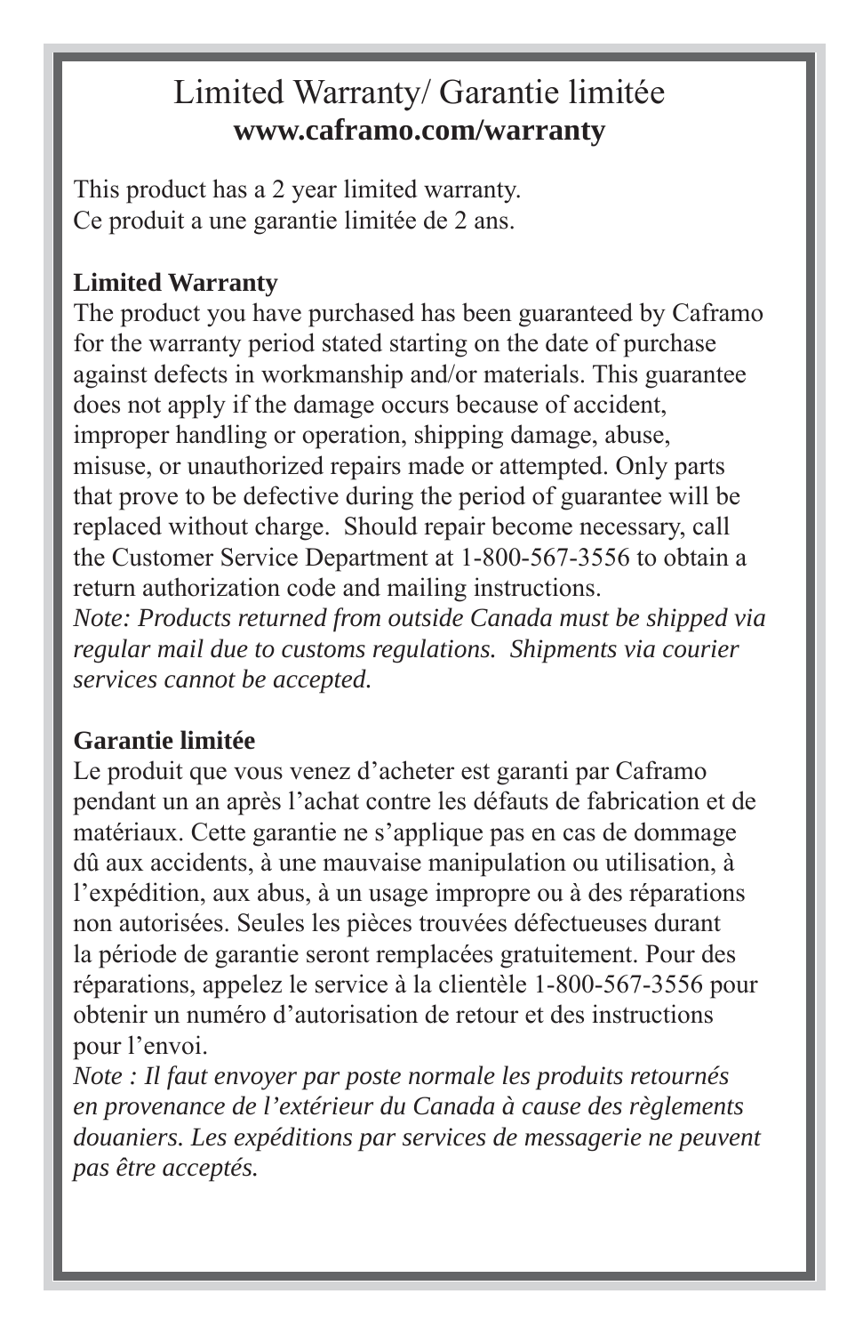# Limited Warranty/ Garantie limitée

**www.caframo.com/warranty**

This product has a 2 year limited warranty.
Ce produit a une garantie limitée de 2 ans.

**Limited Warranty**

The product you have purchased has been guaranteed by Caframo for the warranty period stated starting on the date of purchase against defects in workmanship and/or materials. This guarantee does not apply if the damage occurs because of accident, improper handling or operation, shipping damage, abuse, misuse, or unauthorized repairs made or attempted. Only parts that prove to be defective during the period of guarantee will be replaced without charge. Should repair become necessary, call the Customer Service Department at 1-800-567-3556 to obtain a return authorization code and mailing instructions.
*Note: Products returned from outside Canada must be shipped via regular mail due to customs regulations. Shipments via courier services cannot be accepted.*

**Garantie limitée**

Le produit que vous venez d'acheter est garanti par Caframo pendant un an après l'achat contre les défauts de fabrication et de matériaux. Cette garantie ne s'applique pas en cas de dommage dû aux accidents, à une mauvaise manipulation ou utilisation, à l'expédition, aux abus, à un usage impropre ou à des réparations non autorisées. Seules les pièces trouvées défectueuses durant la période de garantie seront remplacées gratuitement. Pour des réparations, appelez le service à la clientèle 1-800-567-3556 pour obtenir un numéro d'autorisation de retour et des instructions pour l'envoi.
*Note : Il faut envoyer par poste normale les produits retournés en provenance de l'extérieur du Canada à cause des règlements douaniers. Les expéditions par services de messagerie ne peuvent pas être acceptés.*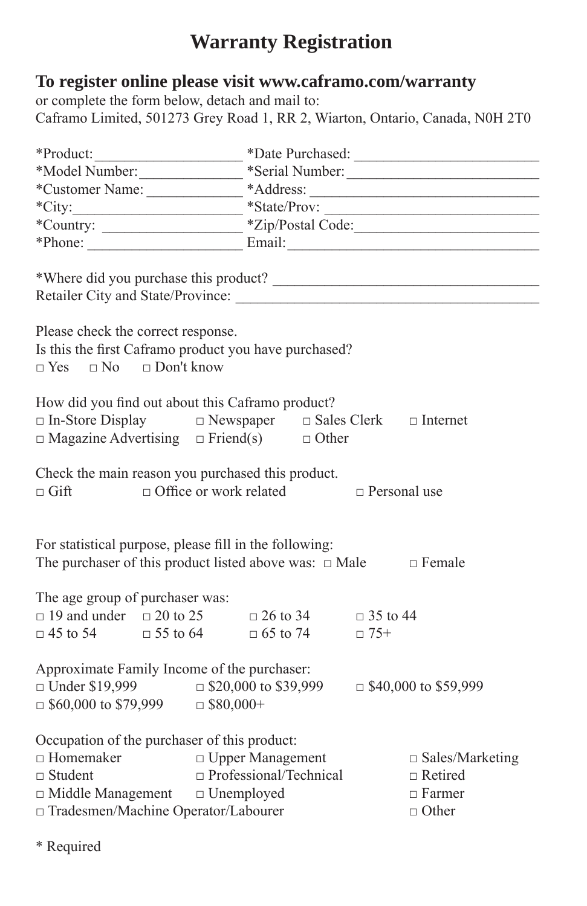# Warranty Registration

## To register online please visit www.caframo.com/warranty

or complete the form below, detach and mail to:
Caframo Limited, 501273 Grey Road 1, RR 2, Wiarton, Ontario, Canada, N0H 2T0

*Product:___________________ *Date Purchased: ________________________
*Model Number:______________ *Serial Number:_________________________
*Customer Name: ____________ *Address: _____________________________
*City:______________________ *State/Prov: ____________________________
*Country: __________________ *Zip/Postal Code:________________________
*Phone: ____________________ Email:__________________________________

*Where did you purchase this product? ___________________________________
Retailer City and State/Province: _______________________________________

Please check the correct response.
Is this the first Caframo product you have purchased?
□ Yes □ No □ Don't know

How did you find out about this Caframo product?
□ In-Store Display □ Newspaper □ Sales Clerk □ Internet
□ Magazine Advertising □ Friend(s) □ Other

Check the main reason you purchased this product.
□ Gift □ Office or work related □ Personal use

For statistical purpose, please fill in the following:
The purchaser of this product listed above was: □ Male □ Female

The age group of purchaser was:
□ 19 and under □ 20 to 25 □ 26 to 34 □ 35 to 44
□ 45 to 54 □ 55 to 64 □ 65 to 74 □ 75+

Approximate Family Income of the purchaser:
□ Under $19,999 □ $20,000 to $39,999 □ $40,000 to $59,999
□ $60,000 to $79,999 □ $80,000+

Occupation of the purchaser of this product:
□ Homemaker □ Upper Management □ Sales/Marketing
□ Student □ Professional/Technical □ Retired
□ Middle Management □ Unemployed □ Farmer
□ Tradesmen/Machine Operator/Labourer □ Other

* Required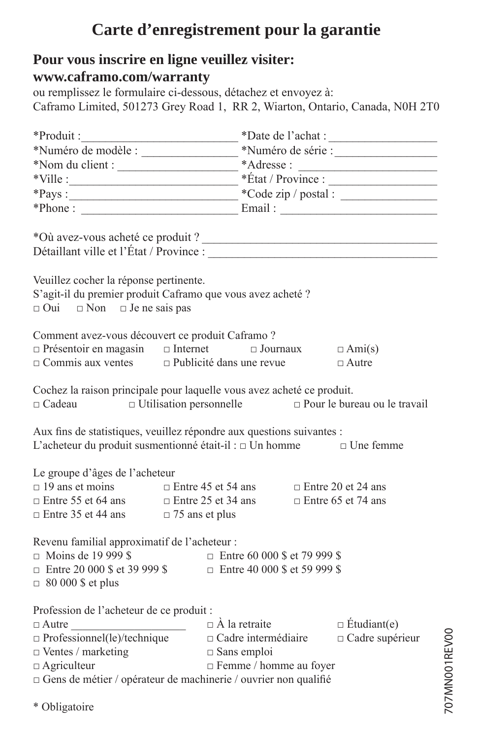# Carte d'enregistrement pour la garantie

**Pour vous inscrire en ligne veuillez visiter:**
**www.caframo.com/warranty**

ou remplissez le formulaire ci-dessous, détachez et envoyez à:
Caframo Limited, 501273 Grey Road 1, RR 2, Wiarton, Ontario, Canada, N0H 2T0

*Produit :__________________________ *Date de l'achat : __________________
*Numéro de modèle : ________________ *Numéro de série :_________________
*Nom du client : ____________________ *Adresse : ________________________
*Ville :____________________________ *État / Province : __________________
*Pays :____________________________ *Code zip / postal : ________________
*Phone : __________________________ Email : __________________________

*Où avez-vous acheté ce produit ? ________________________________________
Détaillant ville et l'État / Province : ______________________________________

Veuillez cocher la réponse pertinente.
S'agit-il du premier produit Caframo que vous avez acheté ?
□ Oui □ Non □ Je ne sais pas

Comment avez-vous découvert ce produit Caframo ?
□ Présentoir en magasin □ Internet □ Journaux □ Ami(s)
□ Commis aux ventes □ Publicité dans une revue □ Autre

Cochez la raison principale pour laquelle vous avez acheté ce produit.
□ Cadeau □ Utilisation personnelle □ Pour le bureau ou le travail

Aux fins de statistiques, veuillez répondre aux questions suivantes :
L'acheteur du produit susmentionné était-il : □ Un homme □ Une femme

Le groupe d'âges de l'acheteur
□ 19 ans et moins □ Entre 45 et 54 ans □ Entre 20 et 24 ans
□ Entre 55 et 64 ans □ Entre 25 et 34 ans □ Entre 65 et 74 ans
□ Entre 35 et 44 ans □ 75 ans et plus

Revenu familial approximatif de l'acheteur :
□ Moins de 19 999 $ □ Entre 60 000 $ et 79 999 $
□ Entre 20 000 $ et 39 999 $ □ Entre 40 000 $ et 59 999 $
□ 80 000 $ et plus

Profession de l'acheteur de ce produit :
□ Autre ____________________ □ À la retraite □ Étudiant(e)
□ Professionnel(le)/technique □ Cadre intermédiaire □ Cadre supérieur
□ Ventes / marketing □ Sans emploi
□ Agriculteur □ Femme / homme au foyer
□ Gens de métier / opérateur de machinerie / ouvrier non qualifié

* Obligatoire

707MN001REV00